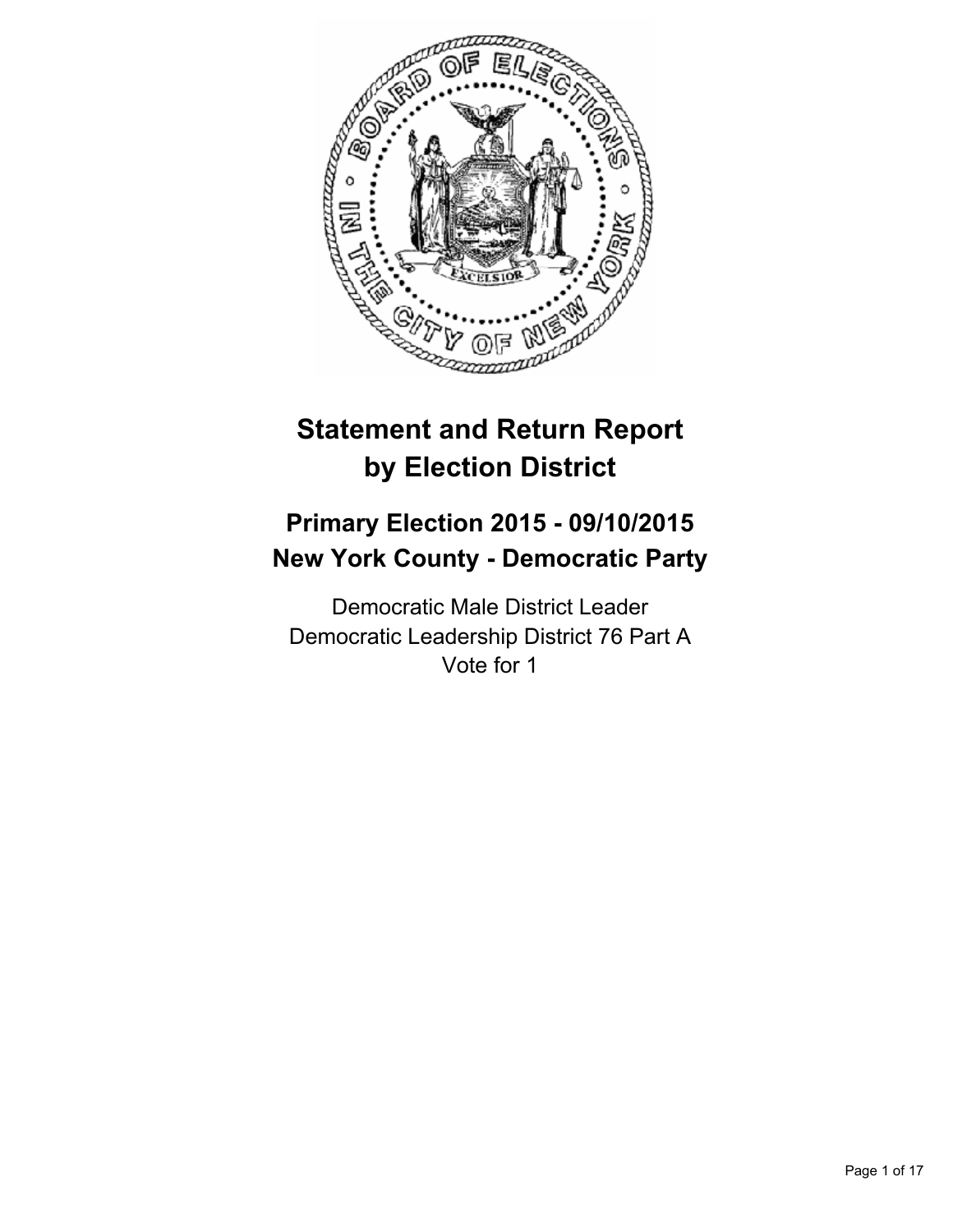# Statement and Return Report by Election District

## Primary Election 2015 - 09/10/2015
## New York County - Democratic Party

Democratic Male District Leader
Democratic Leadership District 76 Part A
Vote for 1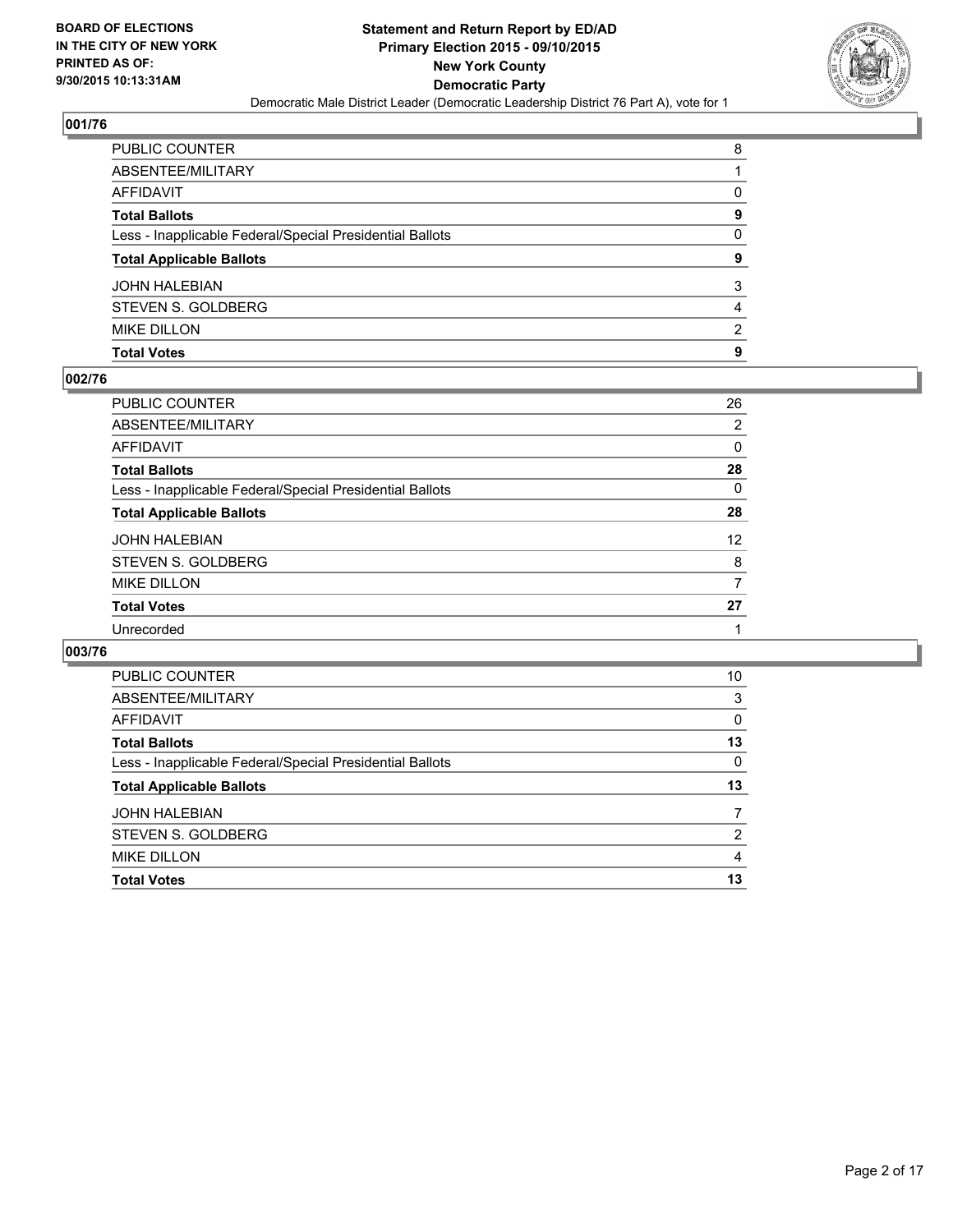**BOARD OF ELECTIONS IN THE CITY OF NEW YORK PRINTED AS OF: 9/30/2015 10:13:31AM**

# Statement and Return Report by ED/AD
## Primary Election 2015 - 09/10/2015
## New York County
## Democratic Party

Democratic Male District Leader (Democratic Leadership District 76 Part A), vote for 1

### 001/76

| | |
|---|---|
| PUBLIC COUNTER | 8 |
| ABSENTEE/MILITARY | 1 |
| AFFIDAVIT | 0 |
| **Total Ballots** | **9** |
| Less - Inapplicable Federal/Special Presidential Ballots | 0 |
| **Total Applicable Ballots** | **9** |
| JOHN HALEBIAN | 3 |
| STEVEN S. GOLDBERG | 4 |
| MIKE DILLON | 2 |
| **Total Votes** | **9** |

### 002/76

| | |
|---|---|
| PUBLIC COUNTER | 26 |
| ABSENTEE/MILITARY | 2 |
| AFFIDAVIT | 0 |
| **Total Ballots** | **28** |
| Less - Inapplicable Federal/Special Presidential Ballots | 0 |
| **Total Applicable Ballots** | **28** |
| JOHN HALEBIAN | 12 |
| STEVEN S. GOLDBERG | 8 |
| MIKE DILLON | 7 |
| **Total Votes** | **27** |
| Unrecorded | 1 |

### 003/76

| | |
|---|---|
| PUBLIC COUNTER | 10 |
| ABSENTEE/MILITARY | 3 |
| AFFIDAVIT | 0 |
| **Total Ballots** | **13** |
| Less - Inapplicable Federal/Special Presidential Ballots | 0 |
| **Total Applicable Ballots** | **13** |
| JOHN HALEBIAN | 7 |
| STEVEN S. GOLDBERG | 2 |
| MIKE DILLON | 4 |
| **Total Votes** | **13** |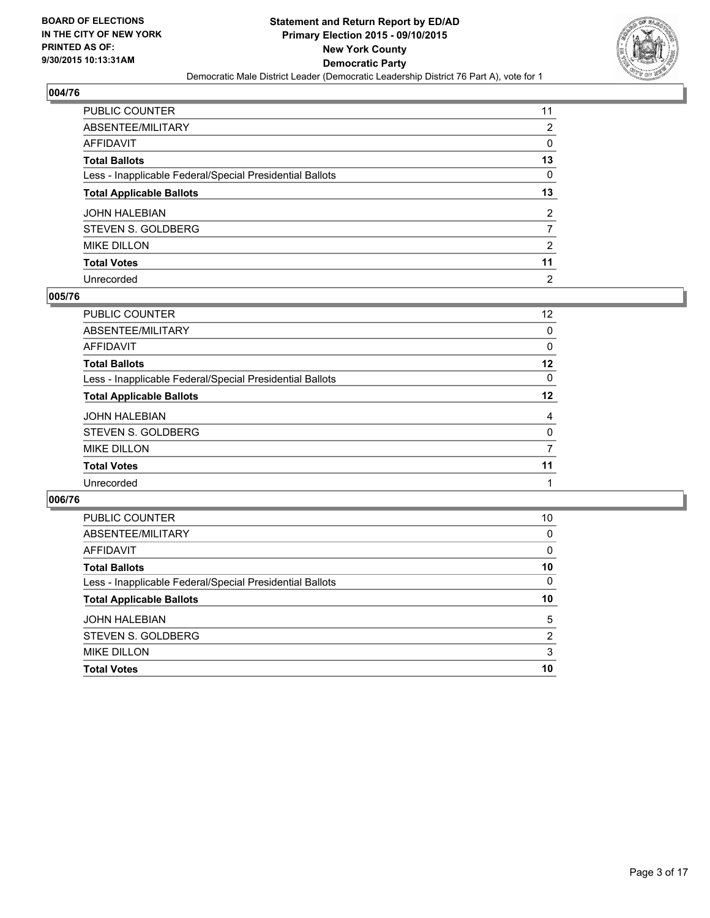**BOARD OF ELECTIONS IN THE CITY OF NEW YORK PRINTED AS OF: 9/30/2015 10:13:31AM**

**Statement and Return Report by ED/AD**
**Primary Election 2015 - 09/10/2015**
**New York County**
**Democratic Party**
Democratic Male District Leader (Democratic Leadership District 76 Part A), vote for 1

## 004/76

| | |
|---|---|
| PUBLIC COUNTER | 11 |
| ABSENTEE/MILITARY | 2 |
| AFFIDAVIT | 0 |
| **Total Ballots** | **13** |
| Less - Inapplicable Federal/Special Presidential Ballots | 0 |
| **Total Applicable Ballots** | **13** |
| JOHN HALEBIAN | 2 |
| STEVEN S. GOLDBERG | 7 |
| MIKE DILLON | 2 |
| **Total Votes** | **11** |
| Unrecorded | 2 |

## 005/76

| | |
|---|---|
| PUBLIC COUNTER | 12 |
| ABSENTEE/MILITARY | 0 |
| AFFIDAVIT | 0 |
| **Total Ballots** | **12** |
| Less - Inapplicable Federal/Special Presidential Ballots | 0 |
| **Total Applicable Ballots** | **12** |
| JOHN HALEBIAN | 4 |
| STEVEN S. GOLDBERG | 0 |
| MIKE DILLON | 7 |
| **Total Votes** | **11** |
| Unrecorded | 1 |

## 006/76

| | |
|---|---|
| PUBLIC COUNTER | 10 |
| ABSENTEE/MILITARY | 0 |
| AFFIDAVIT | 0 |
| **Total Ballots** | **10** |
| Less - Inapplicable Federal/Special Presidential Ballots | 0 |
| **Total Applicable Ballots** | **10** |
| JOHN HALEBIAN | 5 |
| STEVEN S. GOLDBERG | 2 |
| MIKE DILLON | 3 |
| **Total Votes** | **10** |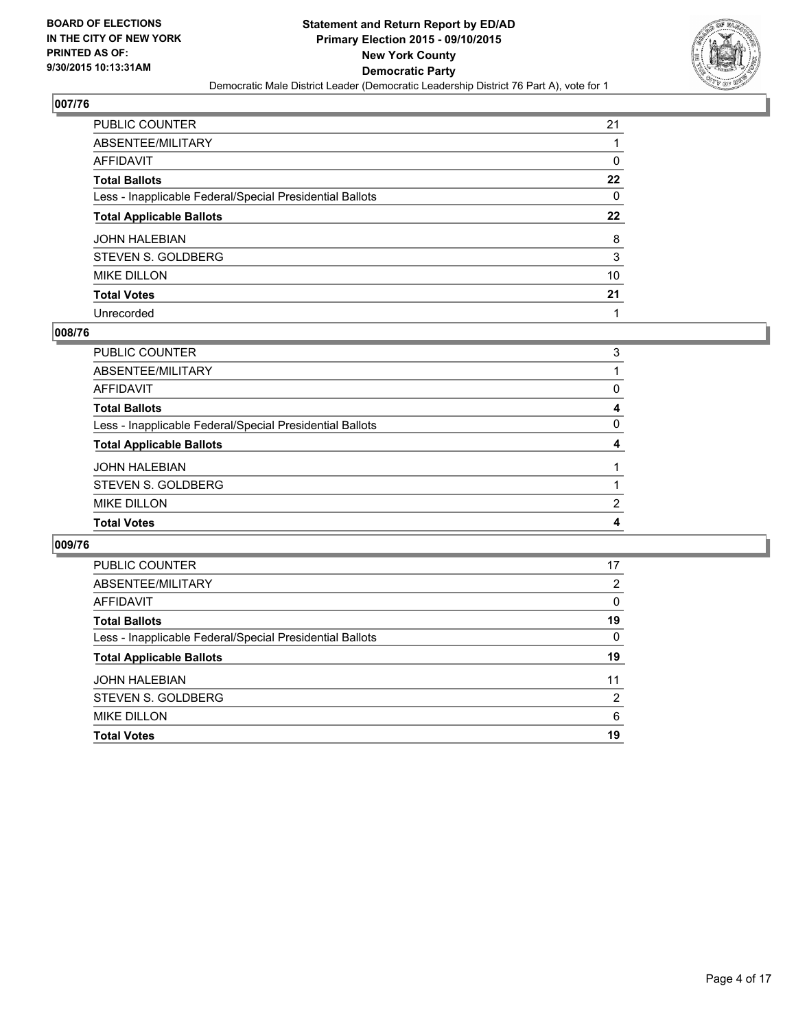**BOARD OF ELECTIONS IN THE CITY OF NEW YORK PRINTED AS OF: 9/30/2015 10:13:31AM**

**Statement and Return Report by ED/AD Primary Election 2015 - 09/10/2015 New York County Democratic Party**

Democratic Male District Leader (Democratic Leadership District 76 Part A), vote for 1

## 007/76

| | |
|---|---|
| PUBLIC COUNTER | 21 |
| ABSENTEE/MILITARY | 1 |
| AFFIDAVIT | 0 |
| **Total Ballots** | **22** |
| Less - Inapplicable Federal/Special Presidential Ballots | 0 |
| **Total Applicable Ballots** | **22** |
| JOHN HALEBIAN | 8 |
| STEVEN S. GOLDBERG | 3 |
| MIKE DILLON | 10 |
| **Total Votes** | **21** |
| Unrecorded | 1 |

## 008/76

| | |
|---|---|
| PUBLIC COUNTER | 3 |
| ABSENTEE/MILITARY | 1 |
| AFFIDAVIT | 0 |
| **Total Ballots** | **4** |
| Less - Inapplicable Federal/Special Presidential Ballots | 0 |
| **Total Applicable Ballots** | **4** |
| JOHN HALEBIAN | 1 |
| STEVEN S. GOLDBERG | 1 |
| MIKE DILLON | 2 |
| **Total Votes** | **4** |

## 009/76

| | |
|---|---|
| PUBLIC COUNTER | 17 |
| ABSENTEE/MILITARY | 2 |
| AFFIDAVIT | 0 |
| **Total Ballots** | **19** |
| Less - Inapplicable Federal/Special Presidential Ballots | 0 |
| **Total Applicable Ballots** | **19** |
| JOHN HALEBIAN | 11 |
| STEVEN S. GOLDBERG | 2 |
| MIKE DILLON | 6 |
| **Total Votes** | **19** |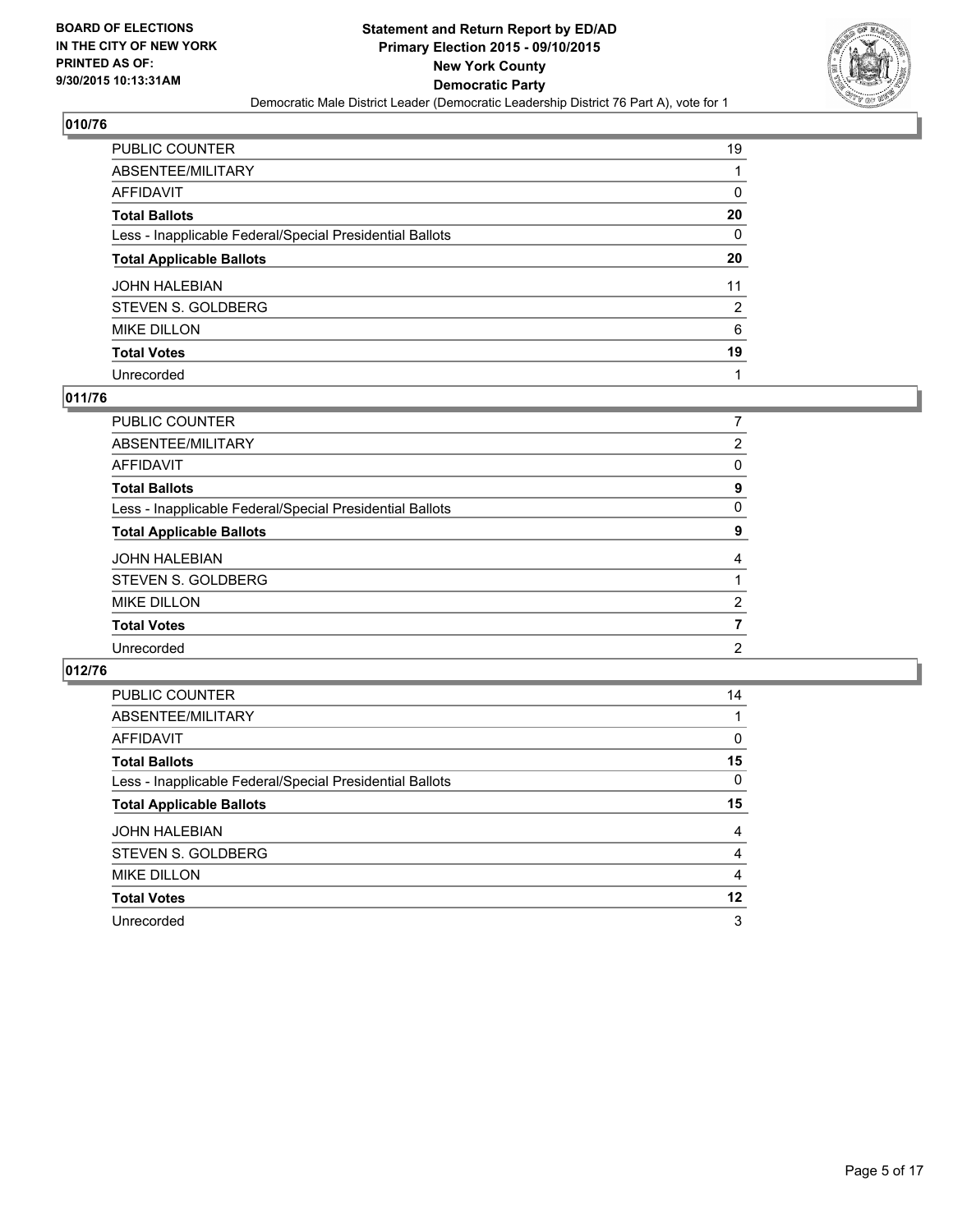**BOARD OF ELECTIONS IN THE CITY OF NEW YORK PRINTED AS OF: 9/30/2015 10:13:31AM**

**Statement and Return Report by ED/AD**
**Primary Election 2015 - 09/10/2015**
**New York County**
**Democratic Party**
Democratic Male District Leader (Democratic Leadership District 76 Part A), vote for 1

## 010/76

| | |
|---|---|
| PUBLIC COUNTER | 19 |
| ABSENTEE/MILITARY | 1 |
| AFFIDAVIT | 0 |
| **Total Ballots** | **20** |
| Less - Inapplicable Federal/Special Presidential Ballots | 0 |
| **Total Applicable Ballots** | **20** |
| JOHN HALEBIAN | 11 |
| STEVEN S. GOLDBERG | 2 |
| MIKE DILLON | 6 |
| **Total Votes** | **19** |
| Unrecorded | 1 |

## 011/76

| | |
|---|---|
| PUBLIC COUNTER | 7 |
| ABSENTEE/MILITARY | 2 |
| AFFIDAVIT | 0 |
| **Total Ballots** | **9** |
| Less - Inapplicable Federal/Special Presidential Ballots | 0 |
| **Total Applicable Ballots** | **9** |
| JOHN HALEBIAN | 4 |
| STEVEN S. GOLDBERG | 1 |
| MIKE DILLON | 2 |
| **Total Votes** | **7** |
| Unrecorded | 2 |

## 012/76

| | |
|---|---|
| PUBLIC COUNTER | 14 |
| ABSENTEE/MILITARY | 1 |
| AFFIDAVIT | 0 |
| **Total Ballots** | **15** |
| Less - Inapplicable Federal/Special Presidential Ballots | 0 |
| **Total Applicable Ballots** | **15** |
| JOHN HALEBIAN | 4 |
| STEVEN S. GOLDBERG | 4 |
| MIKE DILLON | 4 |
| **Total Votes** | **12** |
| Unrecorded | 3 |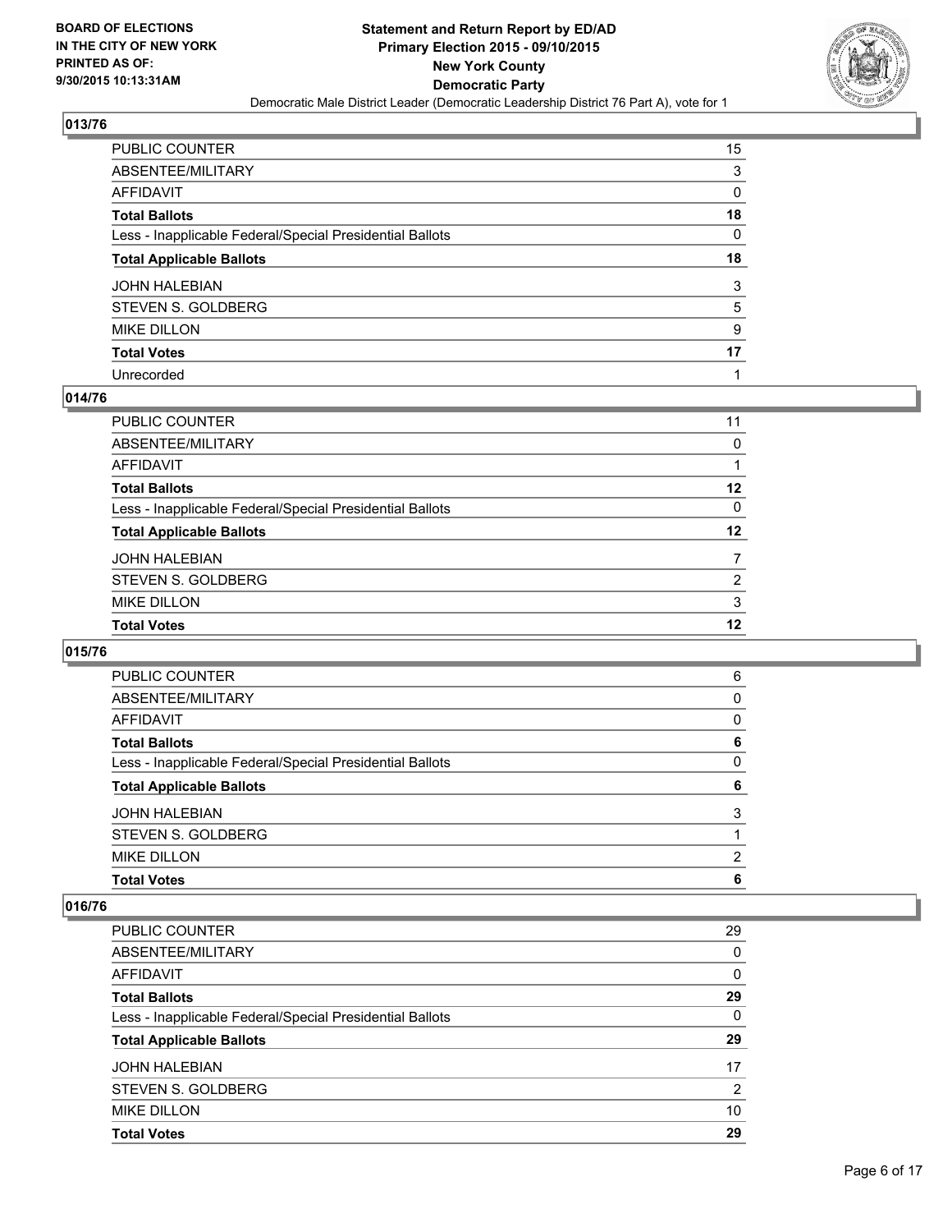## 013/76

| | |
|---|---|
| PUBLIC COUNTER | 15 |
| ABSENTEE/MILITARY | 3 |
| AFFIDAVIT | 0 |
| **Total Ballots** | **18** |
| Less - Inapplicable Federal/Special Presidential Ballots | 0 |
| **Total Applicable Ballots** | **18** |
| JOHN HALEBIAN | 3 |
| STEVEN S. GOLDBERG | 5 |
| MIKE DILLON | 9 |
| **Total Votes** | **17** |
| Unrecorded | 1 |

## 014/76

| | |
|---|---|
| PUBLIC COUNTER | 11 |
| ABSENTEE/MILITARY | 0 |
| AFFIDAVIT | 1 |
| **Total Ballots** | **12** |
| Less - Inapplicable Federal/Special Presidential Ballots | 0 |
| **Total Applicable Ballots** | **12** |
| JOHN HALEBIAN | 7 |
| STEVEN S. GOLDBERG | 2 |
| MIKE DILLON | 3 |
| **Total Votes** | **12** |

## 015/76

| | |
|---|---|
| PUBLIC COUNTER | 6 |
| ABSENTEE/MILITARY | 0 |
| AFFIDAVIT | 0 |
| **Total Ballots** | **6** |
| Less - Inapplicable Federal/Special Presidential Ballots | 0 |
| **Total Applicable Ballots** | **6** |
| JOHN HALEBIAN | 3 |
| STEVEN S. GOLDBERG | 1 |
| MIKE DILLON | 2 |
| **Total Votes** | **6** |

## 016/76

| | |
|---|---|
| PUBLIC COUNTER | 29 |
| ABSENTEE/MILITARY | 0 |
| AFFIDAVIT | 0 |
| **Total Ballots** | **29** |
| Less - Inapplicable Federal/Special Presidential Ballots | 0 |
| **Total Applicable Ballots** | **29** |
| JOHN HALEBIAN | 17 |
| STEVEN S. GOLDBERG | 2 |
| MIKE DILLON | 10 |
| **Total Votes** | **29** |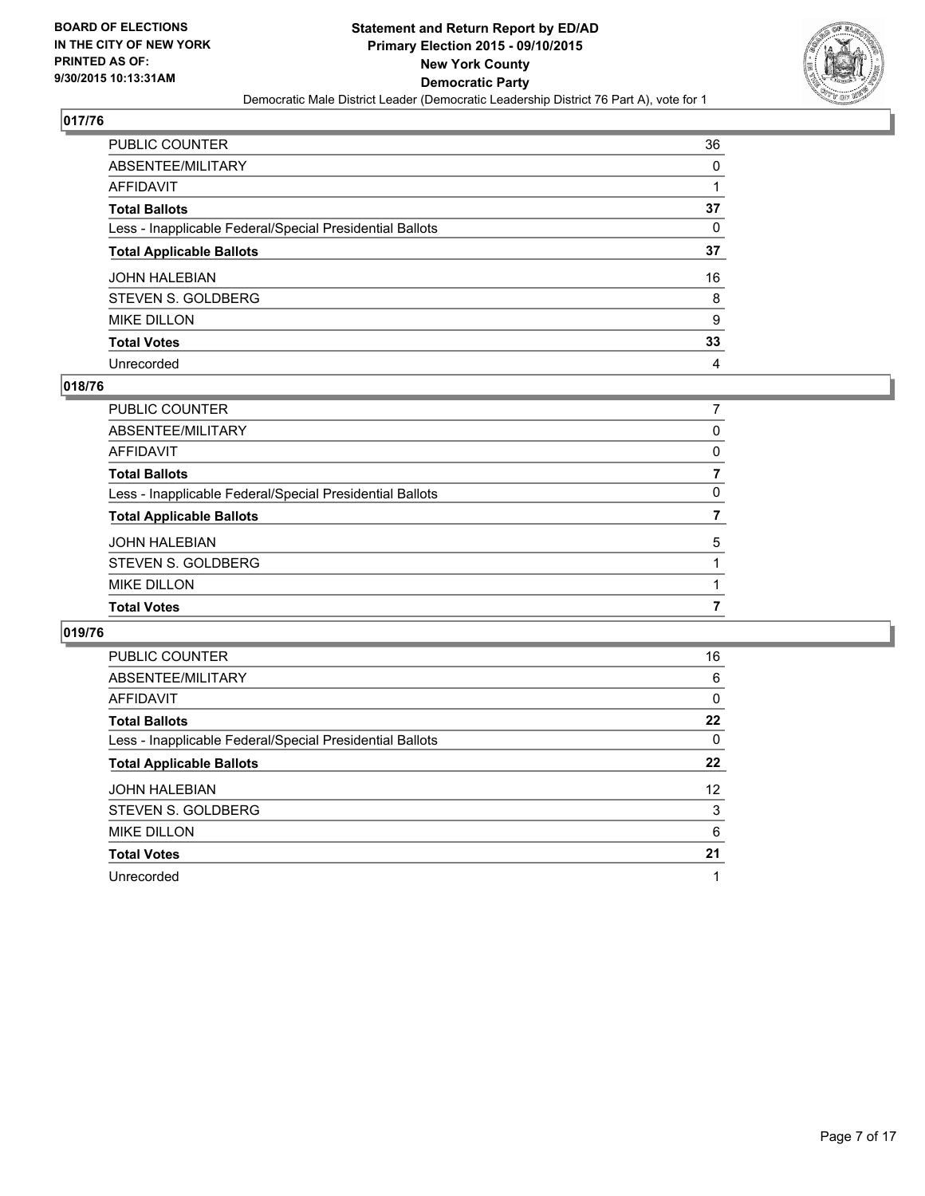**BOARD OF ELECTIONS IN THE CITY OF NEW YORK PRINTED AS OF: 9/30/2015 10:13:31AM**

**Statement and Return Report by ED/AD Primary Election 2015 - 09/10/2015 New York County Democratic Party**

Democratic Male District Leader (Democratic Leadership District 76 Part A), vote for 1

## 017/76

| | |
|---|---|
| PUBLIC COUNTER | 36 |
| ABSENTEE/MILITARY | 0 |
| AFFIDAVIT | 1 |
| **Total Ballots** | **37** |
| Less - Inapplicable Federal/Special Presidential Ballots | 0 |
| **Total Applicable Ballots** | **37** |
| JOHN HALEBIAN | 16 |
| STEVEN S. GOLDBERG | 8 |
| MIKE DILLON | 9 |
| **Total Votes** | **33** |
| Unrecorded | 4 |

## 018/76

| | |
|---|---|
| PUBLIC COUNTER | 7 |
| ABSENTEE/MILITARY | 0 |
| AFFIDAVIT | 0 |
| **Total Ballots** | **7** |
| Less - Inapplicable Federal/Special Presidential Ballots | 0 |
| **Total Applicable Ballots** | **7** |
| JOHN HALEBIAN | 5 |
| STEVEN S. GOLDBERG | 1 |
| MIKE DILLON | 1 |
| **Total Votes** | **7** |

## 019/76

| | |
|---|---|
| PUBLIC COUNTER | 16 |
| ABSENTEE/MILITARY | 6 |
| AFFIDAVIT | 0 |
| **Total Ballots** | **22** |
| Less - Inapplicable Federal/Special Presidential Ballots | 0 |
| **Total Applicable Ballots** | **22** |
| JOHN HALEBIAN | 12 |
| STEVEN S. GOLDBERG | 3 |
| MIKE DILLON | 6 |
| **Total Votes** | **21** |
| Unrecorded | 1 |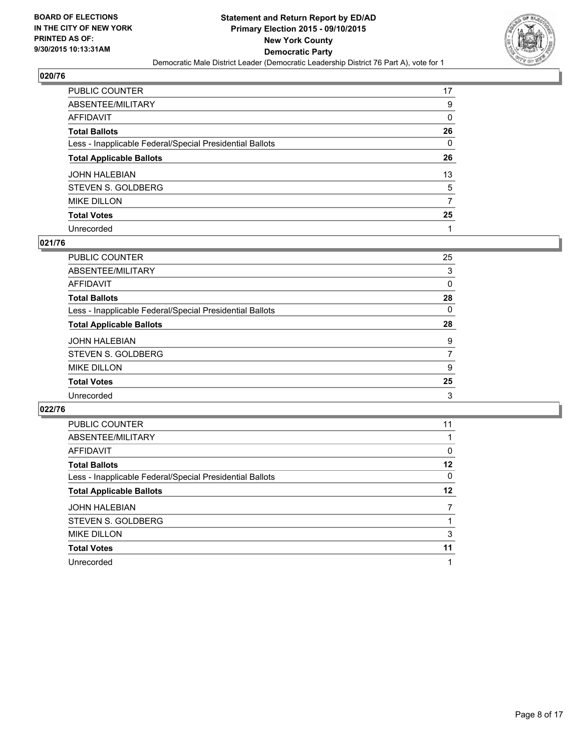**BOARD OF ELECTIONS IN THE CITY OF NEW YORK PRINTED AS OF: 9/30/2015 10:13:31AM**

**Statement and Return Report by ED/AD Primary Election 2015 - 09/10/2015 New York County Democratic Party**

Democratic Male District Leader (Democratic Leadership District 76 Part A), vote for 1

### 020/76

| | |
|---|---|
| PUBLIC COUNTER | 17 |
| ABSENTEE/MILITARY | 9 |
| AFFIDAVIT | 0 |
| **Total Ballots** | **26** |
| Less - Inapplicable Federal/Special Presidential Ballots | 0 |
| **Total Applicable Ballots** | **26** |
| JOHN HALEBIAN | 13 |
| STEVEN S. GOLDBERG | 5 |
| MIKE DILLON | 7 |
| **Total Votes** | **25** |
| Unrecorded | 1 |

### 021/76

| | |
|---|---|
| PUBLIC COUNTER | 25 |
| ABSENTEE/MILITARY | 3 |
| AFFIDAVIT | 0 |
| **Total Ballots** | **28** |
| Less - Inapplicable Federal/Special Presidential Ballots | 0 |
| **Total Applicable Ballots** | **28** |
| JOHN HALEBIAN | 9 |
| STEVEN S. GOLDBERG | 7 |
| MIKE DILLON | 9 |
| **Total Votes** | **25** |
| Unrecorded | 3 |

### 022/76

| | |
|---|---|
| PUBLIC COUNTER | 11 |
| ABSENTEE/MILITARY | 1 |
| AFFIDAVIT | 0 |
| **Total Ballots** | **12** |
| Less - Inapplicable Federal/Special Presidential Ballots | 0 |
| **Total Applicable Ballots** | **12** |
| JOHN HALEBIAN | 7 |
| STEVEN S. GOLDBERG | 1 |
| MIKE DILLON | 3 |
| **Total Votes** | **11** |
| Unrecorded | 1 |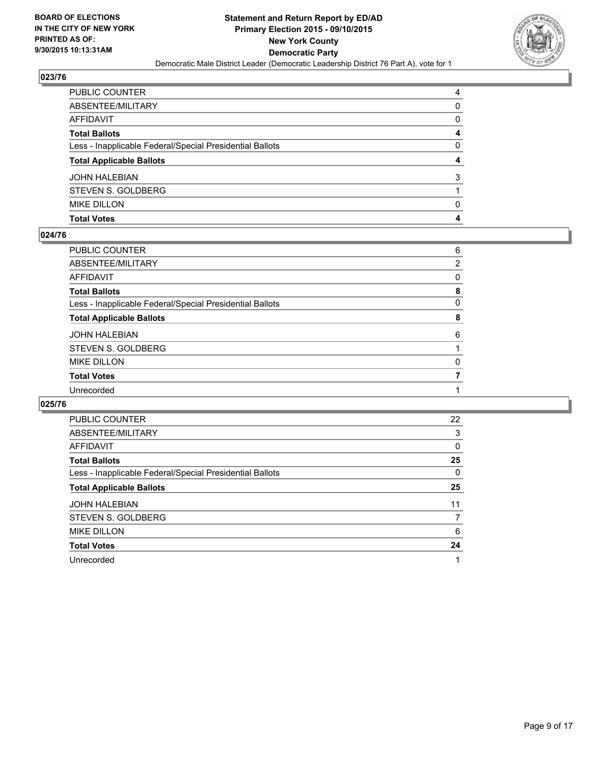## 023/76

| | |
|---|---|
| PUBLIC COUNTER | 4 |
| ABSENTEE/MILITARY | 0 |
| AFFIDAVIT | 0 |
| **Total Ballots** | **4** |
| Less - Inapplicable Federal/Special Presidential Ballots | 0 |
| **Total Applicable Ballots** | **4** |
| JOHN HALEBIAN | 3 |
| STEVEN S. GOLDBERG | 1 |
| MIKE DILLON | 0 |
| **Total Votes** | **4** |

## 024/76

| | |
|---|---|
| PUBLIC COUNTER | 6 |
| ABSENTEE/MILITARY | 2 |
| AFFIDAVIT | 0 |
| **Total Ballots** | **8** |
| Less - Inapplicable Federal/Special Presidential Ballots | 0 |
| **Total Applicable Ballots** | **8** |
| JOHN HALEBIAN | 6 |
| STEVEN S. GOLDBERG | 1 |
| MIKE DILLON | 0 |
| **Total Votes** | **7** |
| Unrecorded | 1 |

## 025/76

| | |
|---|---|
| PUBLIC COUNTER | 22 |
| ABSENTEE/MILITARY | 3 |
| AFFIDAVIT | 0 |
| **Total Ballots** | **25** |
| Less - Inapplicable Federal/Special Presidential Ballots | 0 |
| **Total Applicable Ballots** | **25** |
| JOHN HALEBIAN | 11 |
| STEVEN S. GOLDBERG | 7 |
| MIKE DILLON | 6 |
| **Total Votes** | **24** |
| Unrecorded | 1 |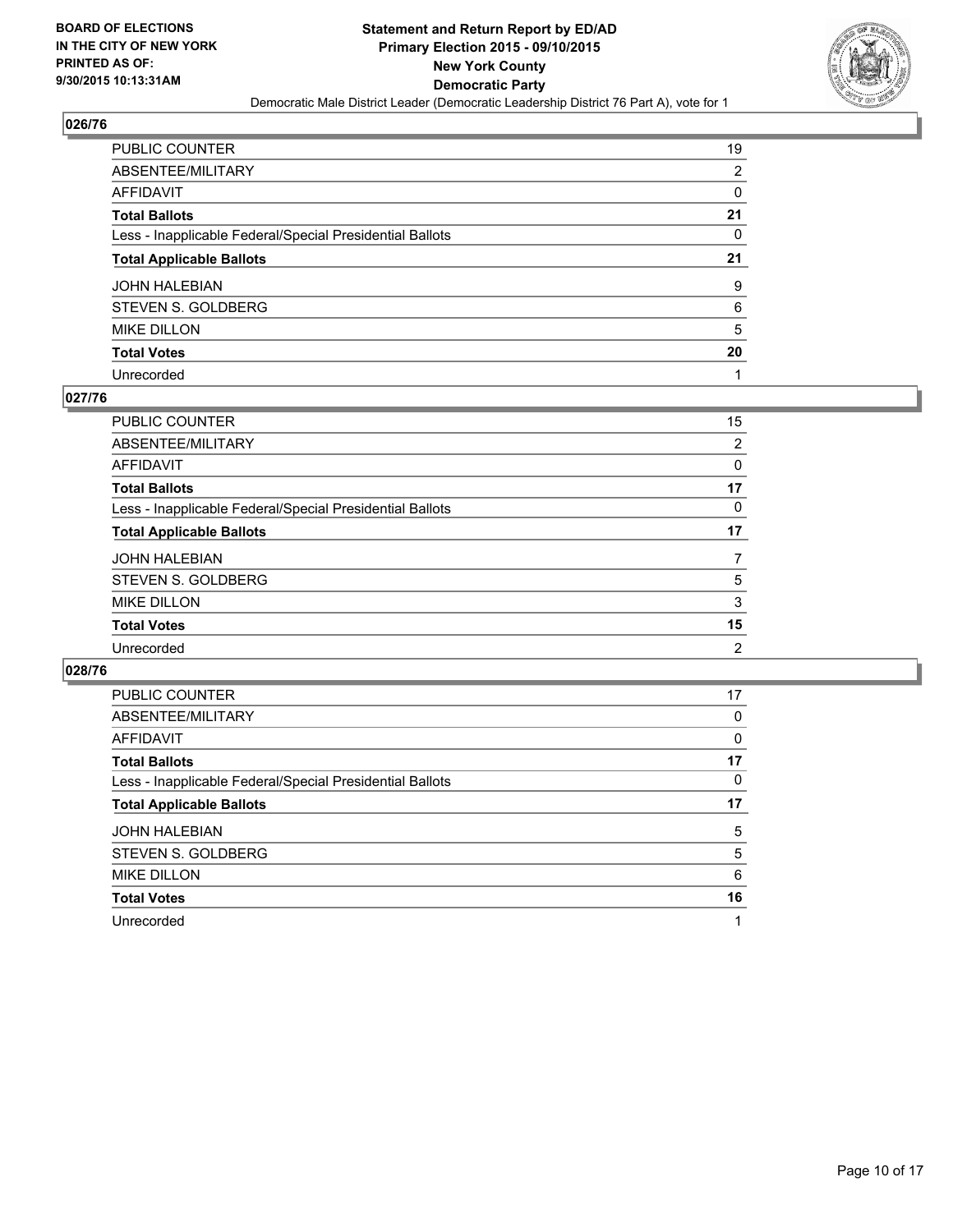**BOARD OF ELECTIONS IN THE CITY OF NEW YORK PRINTED AS OF: 9/30/2015 10:13:31AM**

**Statement and Return Report by ED/AD**
**Primary Election 2015 - 09/10/2015**
**New York County**
**Democratic Party**
Democratic Male District Leader (Democratic Leadership District 76 Part A), vote for 1

### 026/76

| | |
|---|---|
| PUBLIC COUNTER | 19 |
| ABSENTEE/MILITARY | 2 |
| AFFIDAVIT | 0 |
| **Total Ballots** | **21** |
| Less - Inapplicable Federal/Special Presidential Ballots | 0 |
| **Total Applicable Ballots** | **21** |
| JOHN HALEBIAN | 9 |
| STEVEN S. GOLDBERG | 6 |
| MIKE DILLON | 5 |
| **Total Votes** | **20** |
| Unrecorded | 1 |

### 027/76

| | |
|---|---|
| PUBLIC COUNTER | 15 |
| ABSENTEE/MILITARY | 2 |
| AFFIDAVIT | 0 |
| **Total Ballots** | **17** |
| Less - Inapplicable Federal/Special Presidential Ballots | 0 |
| **Total Applicable Ballots** | **17** |
| JOHN HALEBIAN | 7 |
| STEVEN S. GOLDBERG | 5 |
| MIKE DILLON | 3 |
| **Total Votes** | **15** |
| Unrecorded | 2 |

### 028/76

| | |
|---|---|
| PUBLIC COUNTER | 17 |
| ABSENTEE/MILITARY | 0 |
| AFFIDAVIT | 0 |
| **Total Ballots** | **17** |
| Less - Inapplicable Federal/Special Presidential Ballots | 0 |
| **Total Applicable Ballots** | **17** |
| JOHN HALEBIAN | 5 |
| STEVEN S. GOLDBERG | 5 |
| MIKE DILLON | 6 |
| **Total Votes** | **16** |
| Unrecorded | 1 |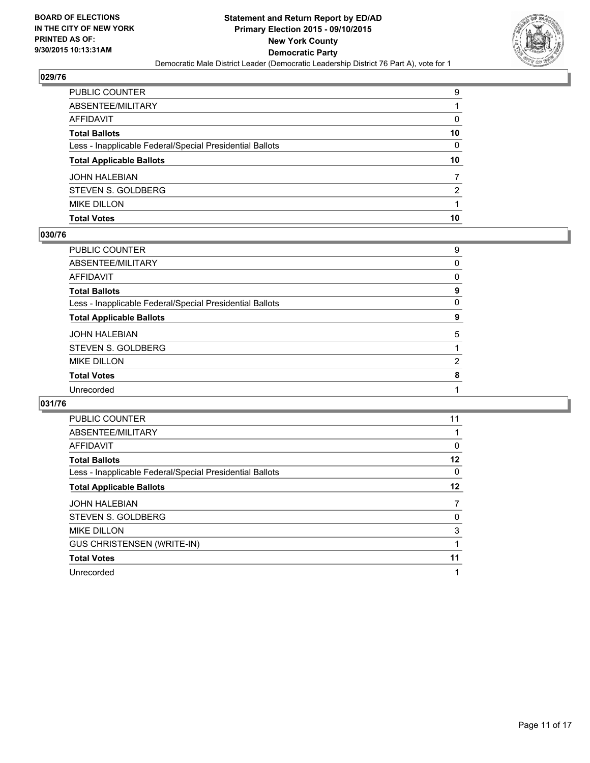**BOARD OF ELECTIONS IN THE CITY OF NEW YORK PRINTED AS OF: 9/30/2015 10:13:31AM**

# Statement and Return Report by ED/AD
## Primary Election 2015 - 09/10/2015
## New York County
## Democratic Party
Democratic Male District Leader (Democratic Leadership District 76 Part A), vote for 1

### 029/76

| | |
|---|---|
| PUBLIC COUNTER | 9 |
| ABSENTEE/MILITARY | 1 |
| AFFIDAVIT | 0 |
| **Total Ballots** | **10** |
| Less - Inapplicable Federal/Special Presidential Ballots | 0 |
| **Total Applicable Ballots** | **10** |
| JOHN HALEBIAN | 7 |
| STEVEN S. GOLDBERG | 2 |
| MIKE DILLON | 1 |
| **Total Votes** | **10** |

### 030/76

| | |
|---|---|
| PUBLIC COUNTER | 9 |
| ABSENTEE/MILITARY | 0 |
| AFFIDAVIT | 0 |
| **Total Ballots** | **9** |
| Less - Inapplicable Federal/Special Presidential Ballots | 0 |
| **Total Applicable Ballots** | **9** |
| JOHN HALEBIAN | 5 |
| STEVEN S. GOLDBERG | 1 |
| MIKE DILLON | 2 |
| **Total Votes** | **8** |
| Unrecorded | 1 |

### 031/76

| | |
|---|---|
| PUBLIC COUNTER | 11 |
| ABSENTEE/MILITARY | 1 |
| AFFIDAVIT | 0 |
| **Total Ballots** | **12** |
| Less - Inapplicable Federal/Special Presidential Ballots | 0 |
| **Total Applicable Ballots** | **12** |
| JOHN HALEBIAN | 7 |
| STEVEN S. GOLDBERG | 0 |
| MIKE DILLON | 3 |
| GUS CHRISTENSEN (WRITE-IN) | 1 |
| **Total Votes** | **11** |
| Unrecorded | 1 |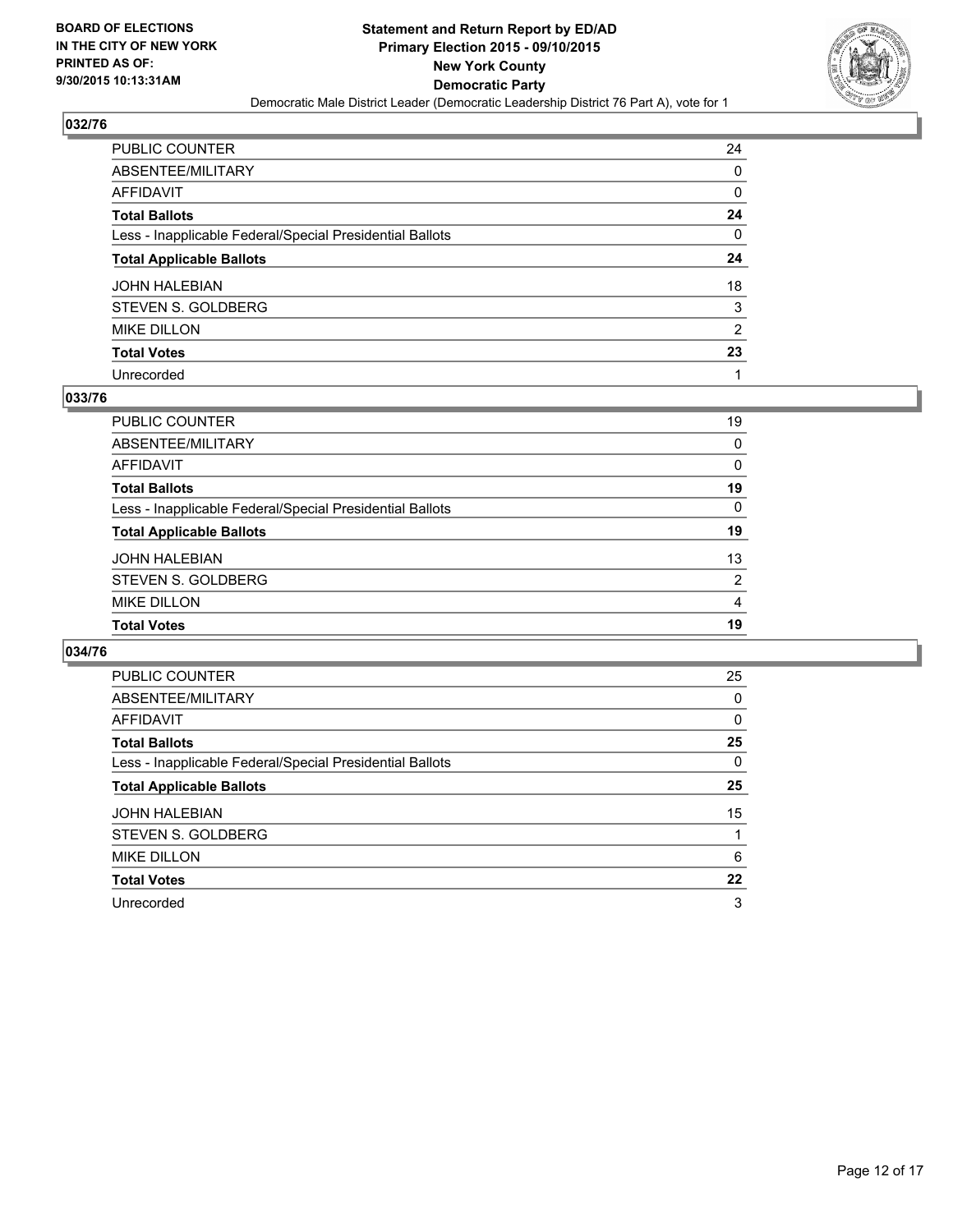**BOARD OF ELECTIONS IN THE CITY OF NEW YORK PRINTED AS OF: 9/30/2015 10:13:31AM**

**Statement and Return Report by ED/AD Primary Election 2015 - 09/10/2015 New York County Democratic Party**

Democratic Male District Leader (Democratic Leadership District 76 Part A), vote for 1

## 032/76

| | |
|---|---|
| PUBLIC COUNTER | 24 |
| ABSENTEE/MILITARY | 0 |
| AFFIDAVIT | 0 |
| **Total Ballots** | **24** |
| Less - Inapplicable Federal/Special Presidential Ballots | 0 |
| **Total Applicable Ballots** | **24** |
| JOHN HALEBIAN | 18 |
| STEVEN S. GOLDBERG | 3 |
| MIKE DILLON | 2 |
| **Total Votes** | **23** |
| Unrecorded | 1 |

## 033/76

| | |
|---|---|
| PUBLIC COUNTER | 19 |
| ABSENTEE/MILITARY | 0 |
| AFFIDAVIT | 0 |
| **Total Ballots** | **19** |
| Less - Inapplicable Federal/Special Presidential Ballots | 0 |
| **Total Applicable Ballots** | **19** |
| JOHN HALEBIAN | 13 |
| STEVEN S. GOLDBERG | 2 |
| MIKE DILLON | 4 |
| **Total Votes** | **19** |

## 034/76

| | |
|---|---|
| PUBLIC COUNTER | 25 |
| ABSENTEE/MILITARY | 0 |
| AFFIDAVIT | 0 |
| **Total Ballots** | **25** |
| Less - Inapplicable Federal/Special Presidential Ballots | 0 |
| **Total Applicable Ballots** | **25** |
| JOHN HALEBIAN | 15 |
| STEVEN S. GOLDBERG | 1 |
| MIKE DILLON | 6 |
| **Total Votes** | **22** |
| Unrecorded | 3 |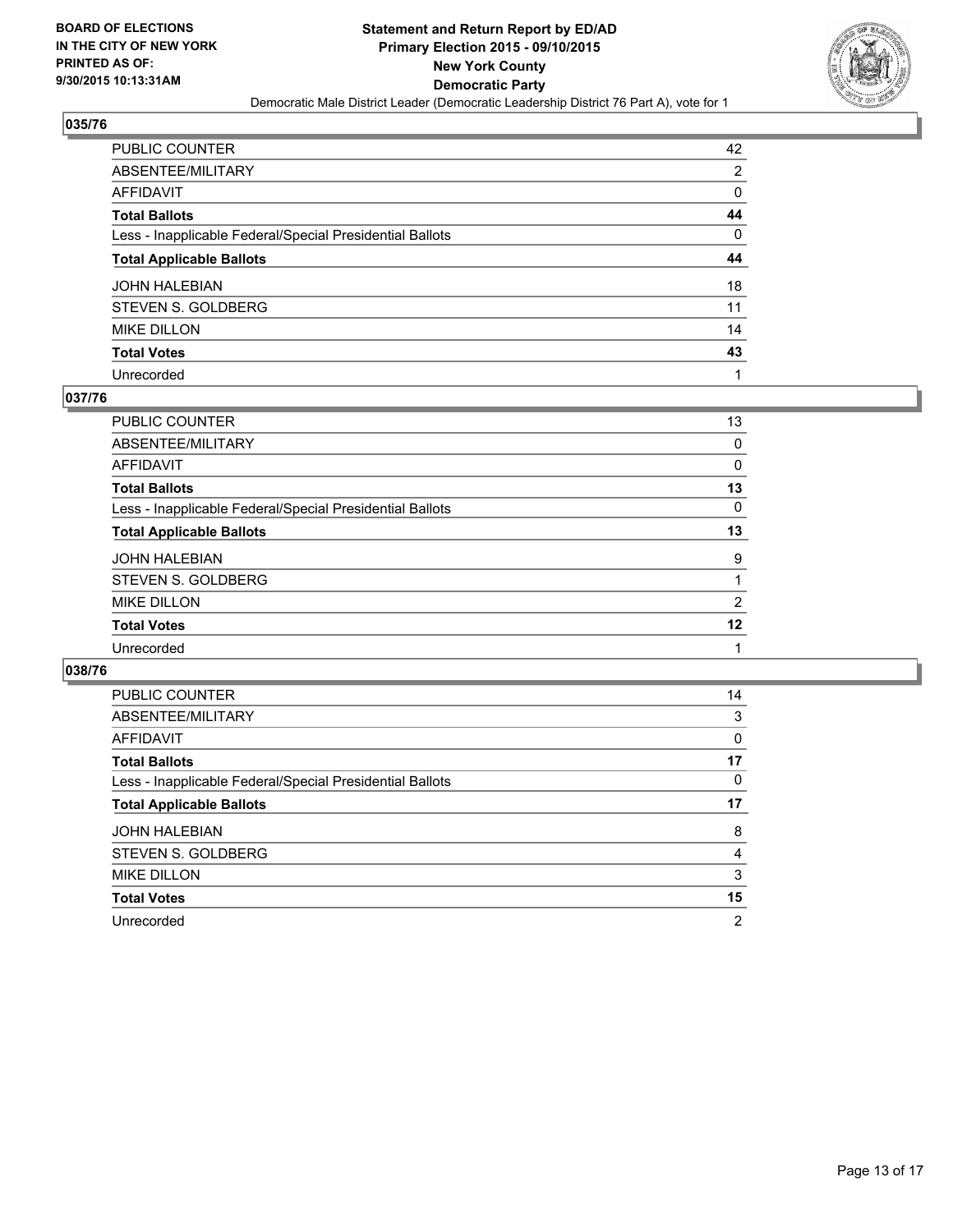**BOARD OF ELECTIONS IN THE CITY OF NEW YORK PRINTED AS OF: 9/30/2015 10:13:31AM**

**Statement and Return Report by ED/AD Primary Election 2015 - 09/10/2015 New York County Democratic Party**

Democratic Male District Leader (Democratic Leadership District 76 Part A), vote for 1

### 035/76

| | |
|---|---|
| PUBLIC COUNTER | 42 |
| ABSENTEE/MILITARY | 2 |
| AFFIDAVIT | 0 |
| **Total Ballots** | **44** |
| Less - Inapplicable Federal/Special Presidential Ballots | 0 |
| **Total Applicable Ballots** | **44** |
| JOHN HALEBIAN | 18 |
| STEVEN S. GOLDBERG | 11 |
| MIKE DILLON | 14 |
| **Total Votes** | **43** |
| Unrecorded | 1 |

### 037/76

| | |
|---|---|
| PUBLIC COUNTER | 13 |
| ABSENTEE/MILITARY | 0 |
| AFFIDAVIT | 0 |
| **Total Ballots** | **13** |
| Less - Inapplicable Federal/Special Presidential Ballots | 0 |
| **Total Applicable Ballots** | **13** |
| JOHN HALEBIAN | 9 |
| STEVEN S. GOLDBERG | 1 |
| MIKE DILLON | 2 |
| **Total Votes** | **12** |
| Unrecorded | 1 |

### 038/76

| | |
|---|---|
| PUBLIC COUNTER | 14 |
| ABSENTEE/MILITARY | 3 |
| AFFIDAVIT | 0 |
| **Total Ballots** | **17** |
| Less - Inapplicable Federal/Special Presidential Ballots | 0 |
| **Total Applicable Ballots** | **17** |
| JOHN HALEBIAN | 8 |
| STEVEN S. GOLDBERG | 4 |
| MIKE DILLON | 3 |
| **Total Votes** | **15** |
| Unrecorded | 2 |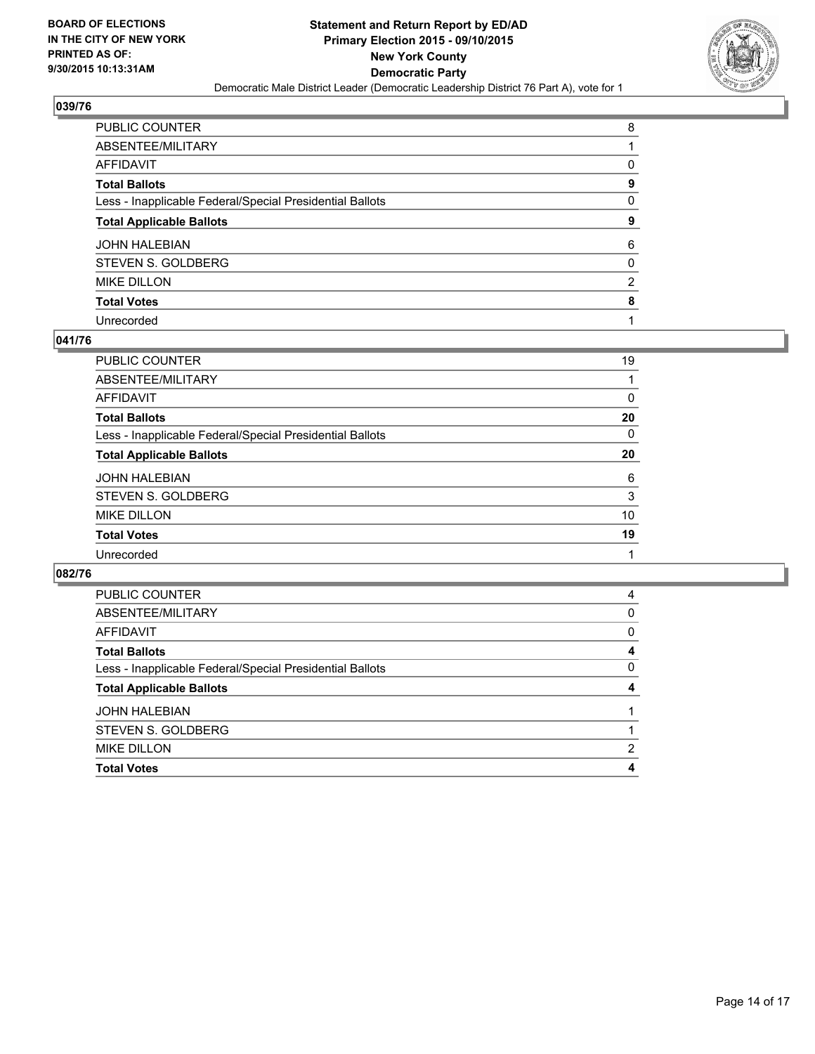**BOARD OF ELECTIONS IN THE CITY OF NEW YORK PRINTED AS OF: 9/30/2015 10:13:31AM**

**Statement and Return Report by ED/AD**
**Primary Election 2015 - 09/10/2015**
**New York County**
**Democratic Party**
Democratic Male District Leader (Democratic Leadership District 76 Part A), vote for 1

## 039/76

| | |
|---|---|
| PUBLIC COUNTER | 8 |
| ABSENTEE/MILITARY | 1 |
| AFFIDAVIT | 0 |
| **Total Ballots** | **9** |
| Less - Inapplicable Federal/Special Presidential Ballots | 0 |
| **Total Applicable Ballots** | **9** |
| JOHN HALEBIAN | 6 |
| STEVEN S. GOLDBERG | 0 |
| MIKE DILLON | 2 |
| **Total Votes** | **8** |
| Unrecorded | 1 |

## 041/76

| | |
|---|---|
| PUBLIC COUNTER | 19 |
| ABSENTEE/MILITARY | 1 |
| AFFIDAVIT | 0 |
| **Total Ballots** | **20** |
| Less - Inapplicable Federal/Special Presidential Ballots | 0 |
| **Total Applicable Ballots** | **20** |
| JOHN HALEBIAN | 6 |
| STEVEN S. GOLDBERG | 3 |
| MIKE DILLON | 10 |
| **Total Votes** | **19** |
| Unrecorded | 1 |

## 082/76

| | |
|---|---|
| PUBLIC COUNTER | 4 |
| ABSENTEE/MILITARY | 0 |
| AFFIDAVIT | 0 |
| **Total Ballots** | **4** |
| Less - Inapplicable Federal/Special Presidential Ballots | 0 |
| **Total Applicable Ballots** | **4** |
| JOHN HALEBIAN | 1 |
| STEVEN S. GOLDBERG | 1 |
| MIKE DILLON | 2 |
| **Total Votes** | **4** |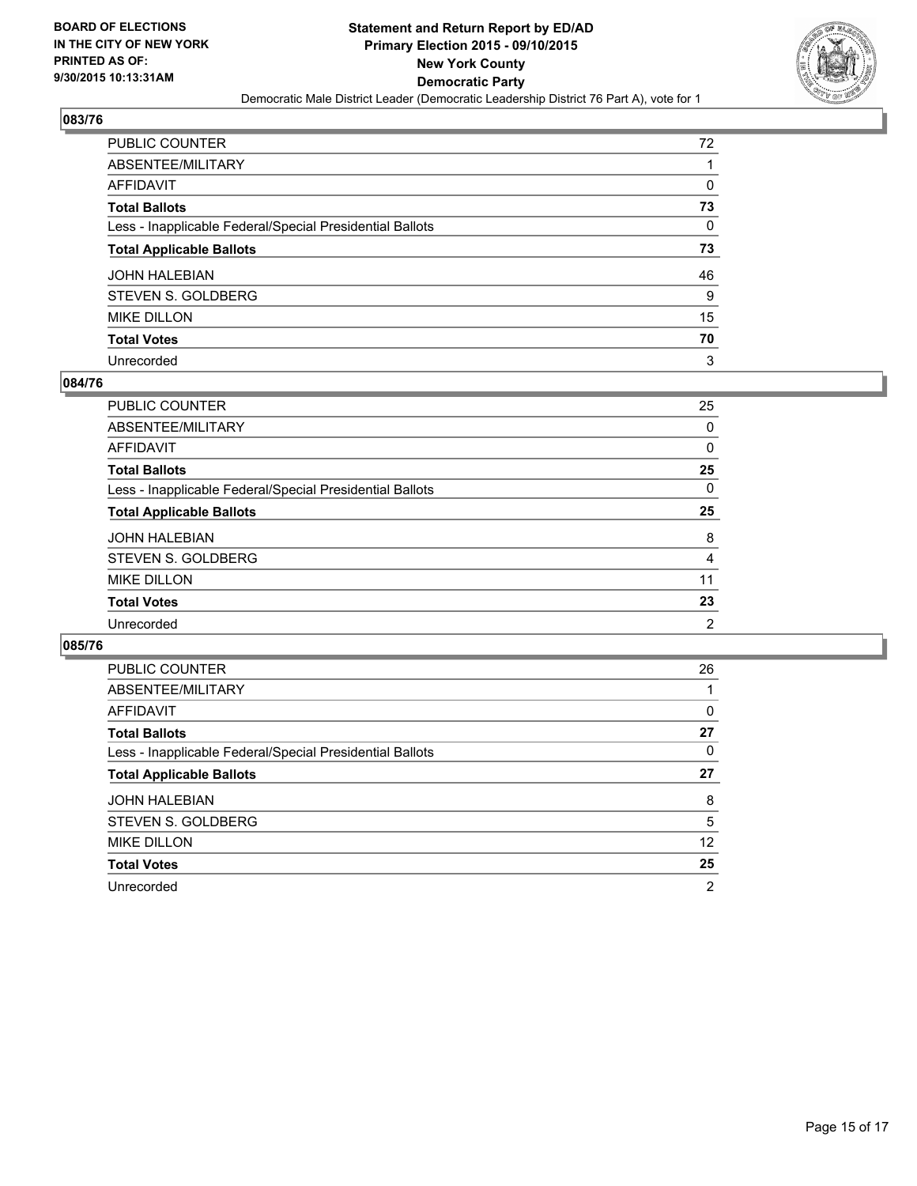BOARD OF ELECTIONS
IN THE CITY OF NEW YORK
PRINTED AS OF:
9/30/2015 10:13:31AM

**Statement and Return Report by ED/AD**
**Primary Election 2015 - 09/10/2015**
**New York County**
**Democratic Party**
Democratic Male District Leader (Democratic Leadership District 76 Part A), vote for 1

## 083/76

| | |
|---|---|
| PUBLIC COUNTER | 72 |
| ABSENTEE/MILITARY | 1 |
| AFFIDAVIT | 0 |
| **Total Ballots** | **73** |
| Less - Inapplicable Federal/Special Presidential Ballots | 0 |
| **Total Applicable Ballots** | **73** |
| JOHN HALEBIAN | 46 |
| STEVEN S. GOLDBERG | 9 |
| MIKE DILLON | 15 |
| **Total Votes** | **70** |
| Unrecorded | 3 |

## 084/76

| | |
|---|---|
| PUBLIC COUNTER | 25 |
| ABSENTEE/MILITARY | 0 |
| AFFIDAVIT | 0 |
| **Total Ballots** | **25** |
| Less - Inapplicable Federal/Special Presidential Ballots | 0 |
| **Total Applicable Ballots** | **25** |
| JOHN HALEBIAN | 8 |
| STEVEN S. GOLDBERG | 4 |
| MIKE DILLON | 11 |
| **Total Votes** | **23** |
| Unrecorded | 2 |

## 085/76

| | |
|---|---|
| PUBLIC COUNTER | 26 |
| ABSENTEE/MILITARY | 1 |
| AFFIDAVIT | 0 |
| **Total Ballots** | **27** |
| Less - Inapplicable Federal/Special Presidential Ballots | 0 |
| **Total Applicable Ballots** | **27** |
| JOHN HALEBIAN | 8 |
| STEVEN S. GOLDBERG | 5 |
| MIKE DILLON | 12 |
| **Total Votes** | **25** |
| Unrecorded | 2 |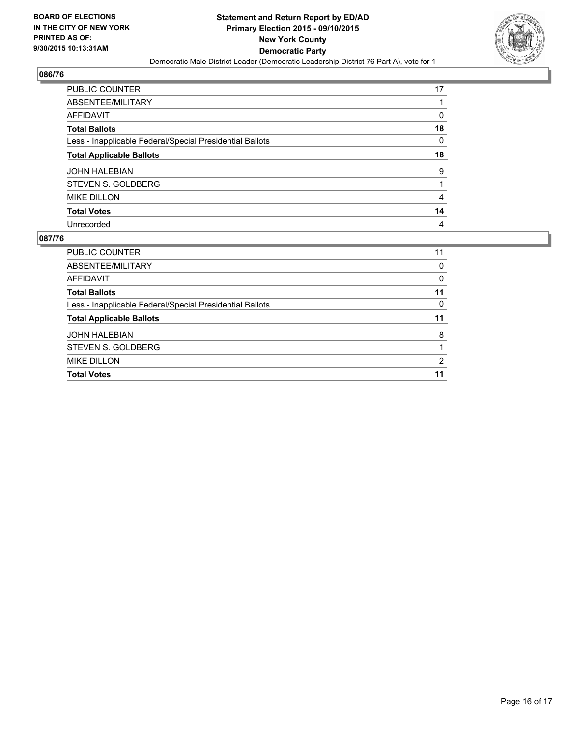**BOARD OF ELECTIONS IN THE CITY OF NEW YORK PRINTED AS OF: 9/30/2015 10:13:31AM**

**Statement and Return Report by ED/AD Primary Election 2015 - 09/10/2015 New York County Democratic Party**

Democratic Male District Leader (Democratic Leadership District 76 Part A), vote for 1

### 086/76

| | |
|---|---|
| PUBLIC COUNTER | 17 |
| ABSENTEE/MILITARY | 1 |
| AFFIDAVIT | 0 |
| **Total Ballots** | **18** |
| Less - Inapplicable Federal/Special Presidential Ballots | 0 |
| **Total Applicable Ballots** | **18** |
| JOHN HALEBIAN | 9 |
| STEVEN S. GOLDBERG | 1 |
| MIKE DILLON | 4 |
| **Total Votes** | **14** |
| Unrecorded | 4 |

### 087/76

| | |
|---|---|
| PUBLIC COUNTER | 11 |
| ABSENTEE/MILITARY | 0 |
| AFFIDAVIT | 0 |
| **Total Ballots** | **11** |
| Less - Inapplicable Federal/Special Presidential Ballots | 0 |
| **Total Applicable Ballots** | **11** |
| JOHN HALEBIAN | 8 |
| STEVEN S. GOLDBERG | 1 |
| MIKE DILLON | 2 |
| **Total Votes** | **11** |